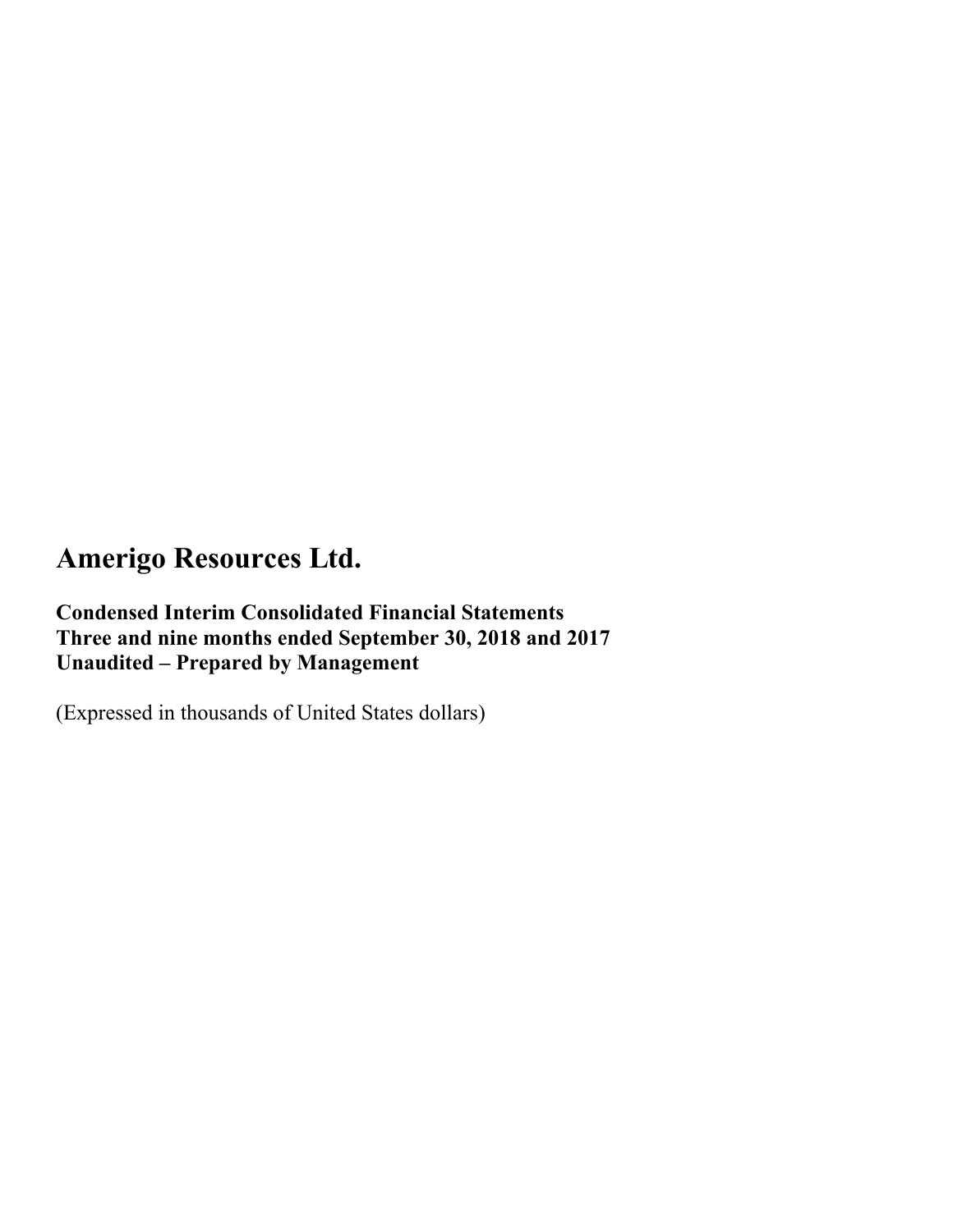# Amerigo Resources Ltd.

**Condensed Interim Consolidated Financial Statements**
**Three and nine months ended September 30, 2018 and 2017**
**Unaudited – Prepared by Management**

(Expressed in thousands of United States dollars)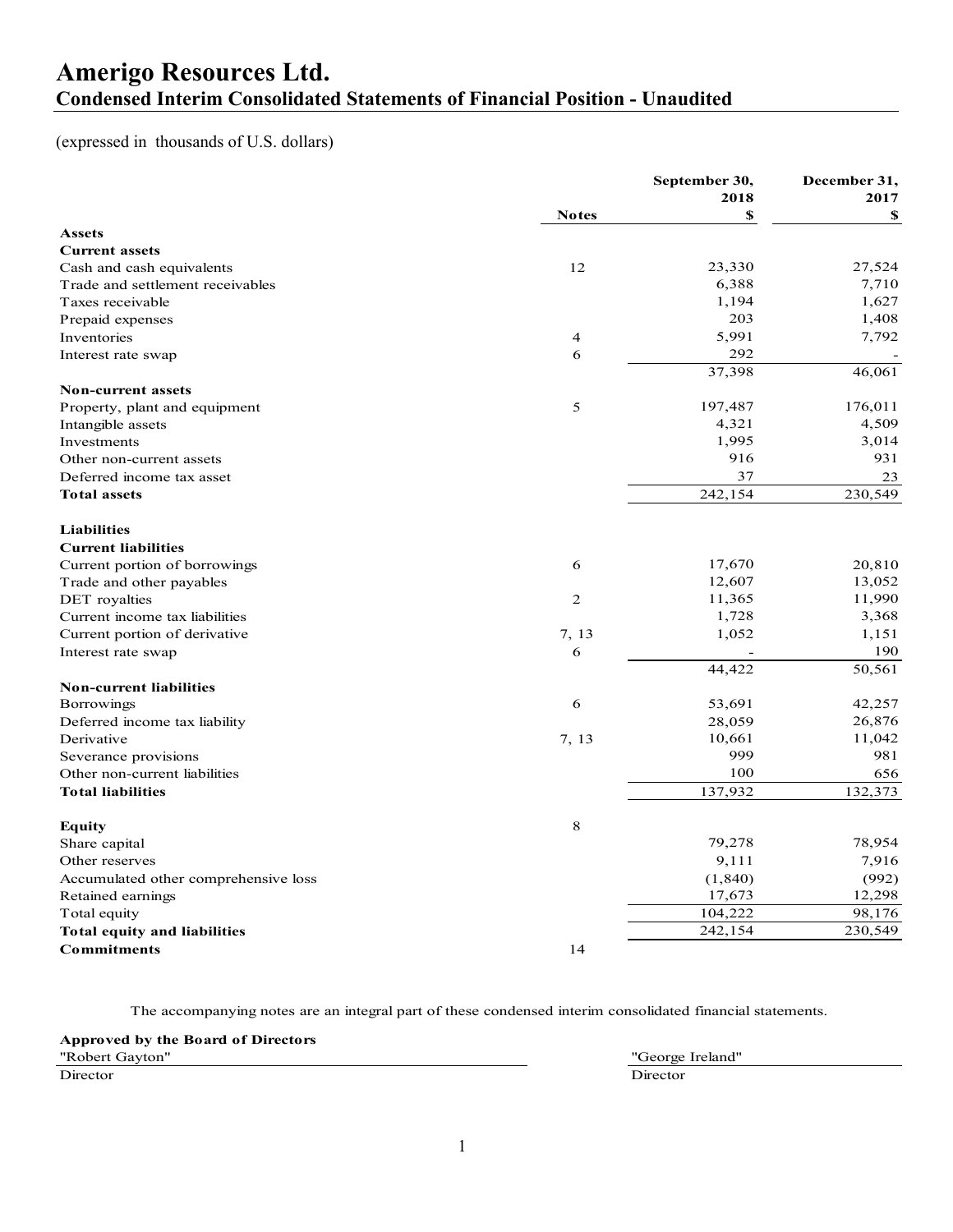# Amerigo Resources Ltd.

## Condensed Interim Consolidated Statements of Financial Position - Unaudited

(expressed in thousands of U.S. dollars)

| | Notes | September 30, 2018 $ | December 31, 2017 $ |
|---|---|---|---|
| **Assets** | | | |
| **Current assets** | | | |
| Cash and cash equivalents | 12 | 23,330 | 27,524 |
| Trade and settlement receivables | | 6,388 | 7,710 |
| Taxes receivable | | 1,194 | 1,627 |
| Prepaid expenses | | 203 | 1,408 |
| Inventories | 4 | 5,991 | 7,792 |
| Interest rate swap | 6 | 292 | - |
| | | 37,398 | 46,061 |
| **Non-current assets** | | | |
| Property, plant and equipment | 5 | 197,487 | 176,011 |
| Intangible assets | | 4,321 | 4,509 |
| Investments | | 1,995 | 3,014 |
| Other non-current assets | | 916 | 931 |
| Deferred income tax asset | | 37 | 23 |
| **Total assets** | | 242,154 | 230,549 |
| **Liabilities** | | | |
| **Current liabilities** | | | |
| Current portion of borrowings | 6 | 17,670 | 20,810 |
| Trade and other payables | | 12,607 | 13,052 |
| DET royalties | 2 | 11,365 | 11,990 |
| Current income tax liabilities | | 1,728 | 3,368 |
| Current portion of derivative | 7, 13 | 1,052 | 1,151 |
| Interest rate swap | 6 | - | 190 |
| | | 44,422 | 50,561 |
| **Non-current liabilities** | | | |
| Borrowings | 6 | 53,691 | 42,257 |
| Deferred income tax liability | | 28,059 | 26,876 |
| Derivative | 7, 13 | 10,661 | 11,042 |
| Severance provisions | | 999 | 981 |
| Other non-current liabilities | | 100 | 656 |
| **Total liabilities** | | 137,932 | 132,373 |
| **Equity** | 8 | | |
| Share capital | | 79,278 | 78,954 |
| Other reserves | | 9,111 | 7,916 |
| Accumulated other comprehensive loss | | (1,840) | (992) |
| Retained earnings | | 17,673 | 12,298 |
| Total equity | | 104,222 | 98,176 |
| **Total equity and liabilities** | | 242,154 | 230,549 |
| **Commitments** | 14 | | |

The accompanying notes are an integral part of these condensed interim consolidated financial statements.

**Approved by the Board of Directors**

"Robert Gayton"
Director

"George Ireland"
Director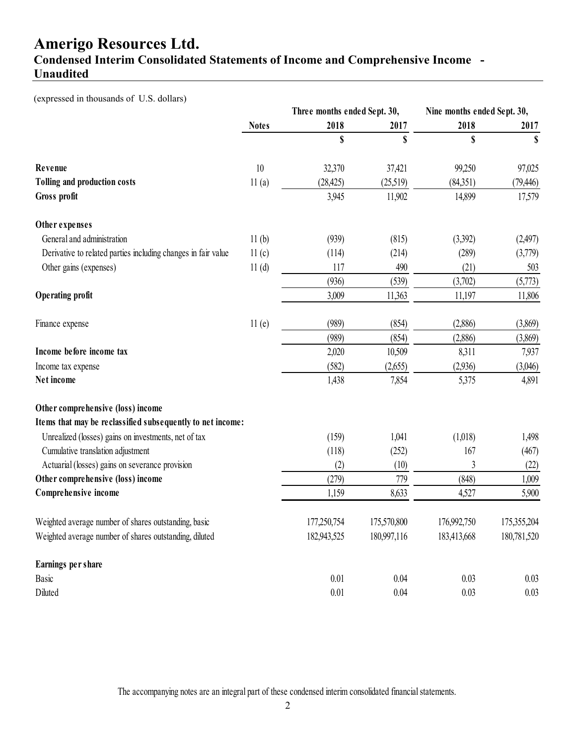# Amerigo Resources Ltd.

## Condensed Interim Consolidated Statements of Income and Comprehensive Income - Unaudited

(expressed in thousands of U.S. dollars)

| | Notes | Three months ended Sept. 30, 2018 | Three months ended Sept. 30, 2017 | Nine months ended Sept. 30, 2018 | Nine months ended Sept. 30, 2017 |
|---|---|---|---|---|---|
| | | $ | $ | $ | $ |
| **Revenue** | 10 | 32,370 | 37,421 | 99,250 | 97,025 |
| **Tolling and production costs** | 11 (a) | (28,425) | (25,519) | (84,351) | (79,446) |
| **Gross profit** | | 3,945 | 11,902 | 14,899 | 17,579 |
| **Other expenses** | | | | | |
| General and administration | 11 (b) | (939) | (815) | (3,392) | (2,497) |
| Derivative to related parties including changes in fair value | 11 (c) | (114) | (214) | (289) | (3,779) |
| Other gains (expenses) | 11 (d) | 117 | 490 | (21) | 503 |
| | | (936) | (539) | (3,702) | (5,773) |
| **Operating profit** | | 3,009 | 11,363 | 11,197 | 11,806 |
| Finance expense | 11 (e) | (989) | (854) | (2,886) | (3,869) |
| | | (989) | (854) | (2,886) | (3,869) |
| **Income before income tax** | | 2,020 | 10,509 | 8,311 | 7,937 |
| Income tax expense | | (582) | (2,655) | (2,936) | (3,046) |
| **Net income** | | 1,438 | 7,854 | 5,375 | 4,891 |
| **Other comprehensive (loss) income** | | | | | |
| **Items that may be reclassified subsequently to net income:** | | | | | |
| Unrealized (losses) gains on investments, net of tax | | (159) | 1,041 | (1,018) | 1,498 |
| Cumulative translation adjustment | | (118) | (252) | 167 | (467) |
| Actuarial (losses) gains on severance provision | | (2) | (10) | 3 | (22) |
| **Other comprehensive (loss) income** | | (279) | 779 | (848) | 1,009 |
| **Comprehensive income** | | 1,159 | 8,633 | 4,527 | 5,900 |
| Weighted average number of shares outstanding, basic | | 177,250,754 | 175,570,800 | 176,992,750 | 175,355,204 |
| Weighted average number of shares outstanding, diluted | | 182,943,525 | 180,997,116 | 183,413,668 | 180,781,520 |
| **Earnings per share** | | | | | |
| Basic | | 0.01 | 0.04 | 0.03 | 0.03 |
| Diluted | | 0.01 | 0.04 | 0.03 | 0.03 |

The accompanying notes are an integral part of these condensed interim consolidated financial statements.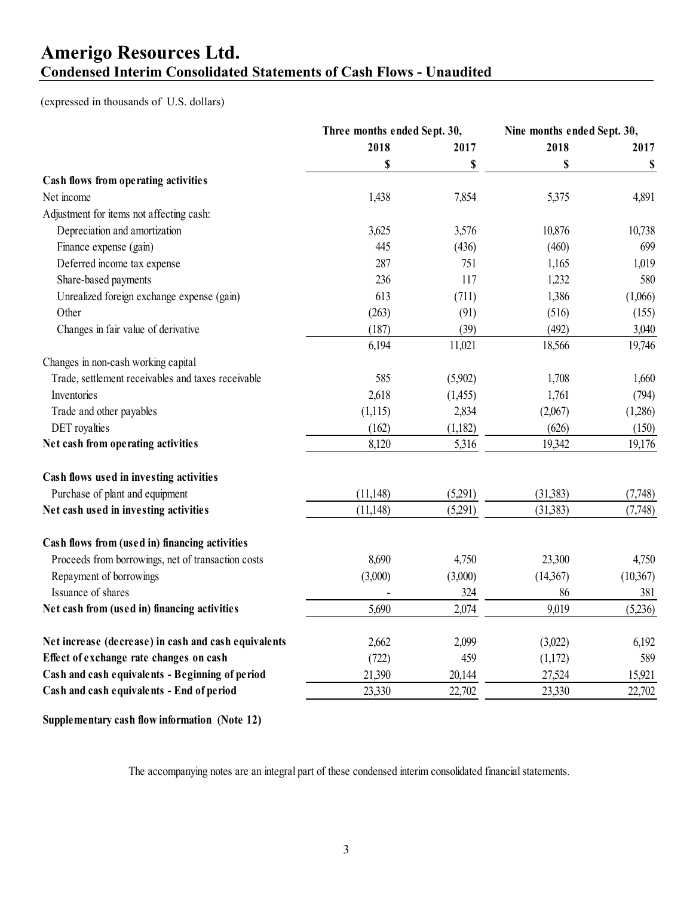# Amerigo Resources Ltd.
## Condensed Interim Consolidated Statements of Cash Flows - Unaudited

(expressed in thousands of U.S. dollars)

| | Three months ended Sept. 30, | | Nine months ended Sept. 30, | |
|---|---|---|---|---|
| | 2018 | 2017 | 2018 | 2017 |
| | $ | $ | $ | $ |
| **Cash flows from operating activities** | | | | |
| Net income | 1,438 | 7,854 | 5,375 | 4,891 |
| Adjustment for items not affecting cash: | | | | |
| Depreciation and amortization | 3,625 | 3,576 | 10,876 | 10,738 |
| Finance expense (gain) | 445 | (436) | (460) | 699 |
| Deferred income tax expense | 287 | 751 | 1,165 | 1,019 |
| Share-based payments | 236 | 117 | 1,232 | 580 |
| Unrealized foreign exchange expense (gain) | 613 | (711) | 1,386 | (1,066) |
| Other | (263) | (91) | (516) | (155) |
| Changes in fair value of derivative | (187) | (39) | (492) | 3,040 |
| | 6,194 | 11,021 | 18,566 | 19,746 |
| Changes in non-cash working capital | | | | |
| Trade, settlement receivables and taxes receivable | 585 | (5,902) | 1,708 | 1,660 |
| Inventories | 2,618 | (1,455) | 1,761 | (794) |
| Trade and other payables | (1,115) | 2,834 | (2,067) | (1,286) |
| DET royalties | (162) | (1,182) | (626) | (150) |
| **Net cash from operating activities** | 8,120 | 5,316 | 19,342 | 19,176 |
| | | | | |
| **Cash flows used in investing activities** | | | | |
| Purchase of plant and equipment | (11,148) | (5,291) | (31,383) | (7,748) |
| **Net cash used in investing activities** | (11,148) | (5,291) | (31,383) | (7,748) |
| | | | | |
| **Cash flows from (used in) financing activities** | | | | |
| Proceeds from borrowings, net of transaction costs | 8,690 | 4,750 | 23,300 | 4,750 |
| Repayment of borrowings | (3,000) | (3,000) | (14,367) | (10,367) |
| Issuance of shares | - | 324 | 86 | 381 |
| **Net cash from (used in) financing activities** | 5,690 | 2,074 | 9,019 | (5,236) |
| | | | | |
| **Net increase (decrease) in cash and cash equivalents** | 2,662 | 2,099 | (3,022) | 6,192 |
| **Effect of exchange rate changes on cash** | (722) | 459 | (1,172) | 589 |
| **Cash and cash equivalents - Beginning of period** | 21,390 | 20,144 | 27,524 | 15,921 |
| **Cash and cash equivalents - End of period** | 23,330 | 22,702 | 23,330 | 22,702 |

**Supplementary cash flow information (Note 12)**

The accompanying notes are an integral part of these condensed interim consolidated financial statements.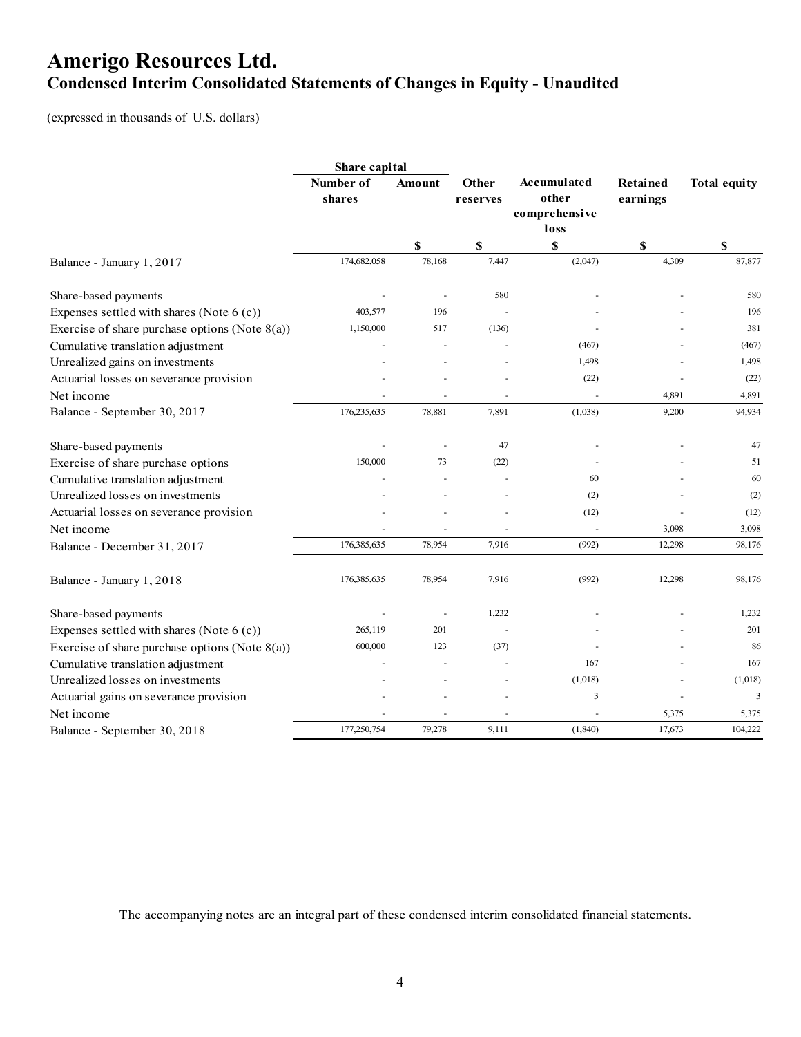# Amerigo Resources Ltd.

## Condensed Interim Consolidated Statements of Changes in Equity - Unaudited

(expressed in thousands of U.S. dollars)

| | Share capital | | | | | |
|---|---|---|---|---|---|---|
| | Number of shares | Amount | Other reserves | Accumulated other comprehensive loss | Retained earnings | Total equity |
| | | $ | $ | $ | $ | $ |
| Balance - January 1, 2017 | 174,682,058 | 78,168 | 7,447 | (2,047) | 4,309 | 87,877 |
| Share-based payments | - | - | 580 | - | - | 580 |
| Expenses settled with shares (Note 6 (c)) | 403,577 | 196 | - | - | - | 196 |
| Exercise of share purchase options (Note 8(a)) | 1,150,000 | 517 | (136) | - | - | 381 |
| Cumulative translation adjustment | - | - | - | (467) | - | (467) |
| Unrealized gains on investments | - | - | - | 1,498 | - | 1,498 |
| Actuarial losses on severance provision | - | - | - | (22) | - | (22) |
| Net income | - | - | - | - | 4,891 | 4,891 |
| Balance - September 30, 2017 | 176,235,635 | 78,881 | 7,891 | (1,038) | 9,200 | 94,934 |
| Share-based payments | - | - | 47 | - | - | 47 |
| Exercise of share purchase options | 150,000 | 73 | (22) | - | - | 51 |
| Cumulative translation adjustment | - | - | - | 60 | - | 60 |
| Unrealized losses on investments | - | - | - | (2) | - | (2) |
| Actuarial losses on severance provision | - | - | - | (12) | - | (12) |
| Net income | - | - | - | - | 3,098 | 3,098 |
| Balance - December 31, 2017 | 176,385,635 | 78,954 | 7,916 | (992) | 12,298 | 98,176 |
| Balance - January 1, 2018 | 176,385,635 | 78,954 | 7,916 | (992) | 12,298 | 98,176 |
| Share-based payments | - | - | 1,232 | - | - | 1,232 |
| Expenses settled with shares (Note 6 (c)) | 265,119 | 201 | - | - | - | 201 |
| Exercise of share purchase options (Note 8(a)) | 600,000 | 123 | (37) | - | - | 86 |
| Cumulative translation adjustment | - | - | - | 167 | - | 167 |
| Unrealized losses on investments | - | - | - | (1,018) | - | (1,018) |
| Actuarial gains on severance provision | - | - | - | 3 | - | 3 |
| Net income | - | - | - | - | 5,375 | 5,375 |
| Balance - September 30, 2018 | 177,250,754 | 79,278 | 9,111 | (1,840) | 17,673 | 104,222 |

The accompanying notes are an integral part of these condensed interim consolidated financial statements.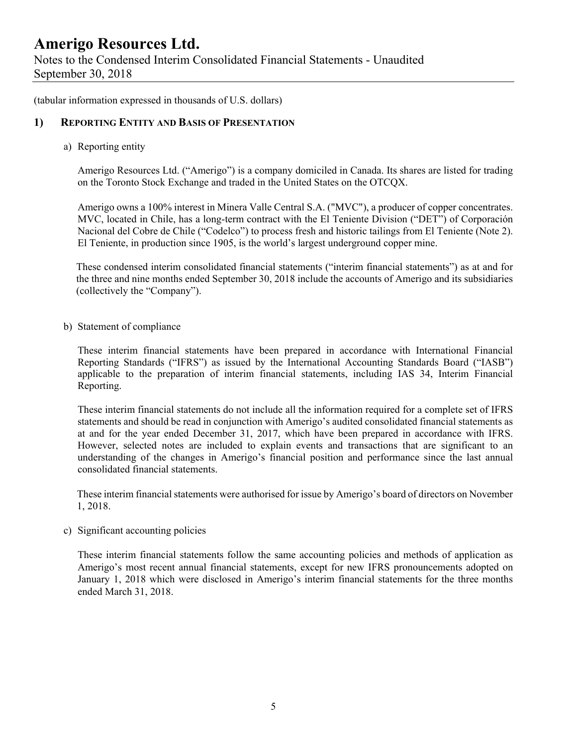(tabular information expressed in thousands of U.S. dollars)

## 1) Reporting Entity and Basis of Presentation

a) Reporting entity

Amerigo Resources Ltd. ("Amerigo") is a company domiciled in Canada. Its shares are listed for trading on the Toronto Stock Exchange and traded in the United States on the OTCQX.

Amerigo owns a 100% interest in Minera Valle Central S.A. ("MVC"), a producer of copper concentrates. MVC, located in Chile, has a long-term contract with the El Teniente Division ("DET") of Corporación Nacional del Cobre de Chile ("Codelco") to process fresh and historic tailings from El Teniente (Note 2). El Teniente, in production since 1905, is the world's largest underground copper mine.

These condensed interim consolidated financial statements ("interim financial statements") as at and for the three and nine months ended September 30, 2018 include the accounts of Amerigo and its subsidiaries (collectively the "Company").

b) Statement of compliance

These interim financial statements have been prepared in accordance with International Financial Reporting Standards ("IFRS") as issued by the International Accounting Standards Board ("IASB") applicable to the preparation of interim financial statements, including IAS 34, Interim Financial Reporting.

These interim financial statements do not include all the information required for a complete set of IFRS statements and should be read in conjunction with Amerigo's audited consolidated financial statements as at and for the year ended December 31, 2017, which have been prepared in accordance with IFRS. However, selected notes are included to explain events and transactions that are significant to an understanding of the changes in Amerigo's financial position and performance since the last annual consolidated financial statements.

These interim financial statements were authorised for issue by Amerigo's board of directors on November 1, 2018.

c) Significant accounting policies

These interim financial statements follow the same accounting policies and methods of application as Amerigo's most recent annual financial statements, except for new IFRS pronouncements adopted on January 1, 2018 which were disclosed in Amerigo's interim financial statements for the three months ended March 31, 2018.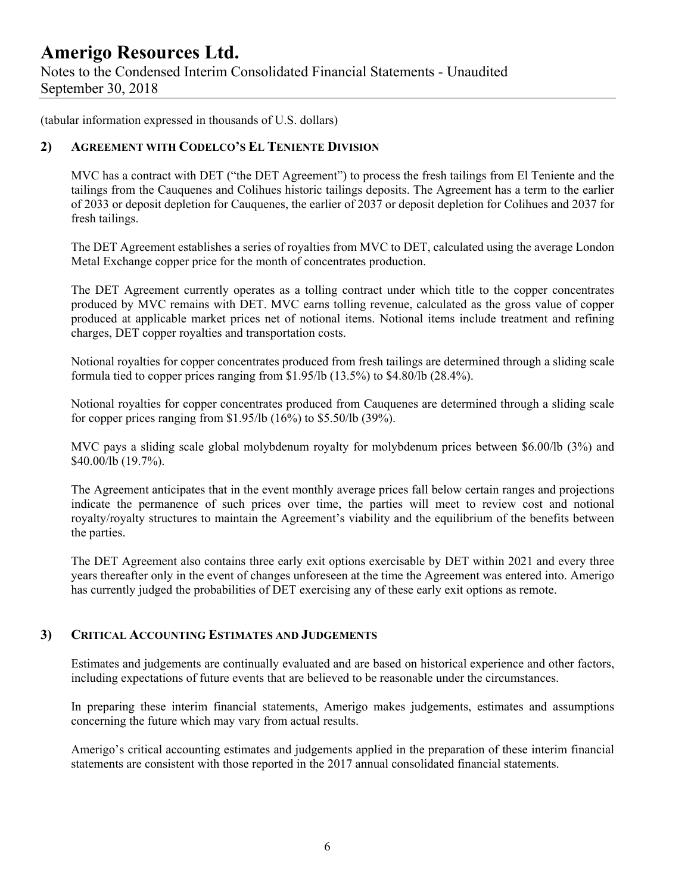(tabular information expressed in thousands of U.S. dollars)

## 2) AGREEMENT WITH CODELCO'S EL TENIENTE DIVISION

MVC has a contract with DET ("the DET Agreement") to process the fresh tailings from El Teniente and the tailings from the Cauquenes and Colihues historic tailings deposits. The Agreement has a term to the earlier of 2033 or deposit depletion for Cauquenes, the earlier of 2037 or deposit depletion for Colihues and 2037 for fresh tailings.

The DET Agreement establishes a series of royalties from MVC to DET, calculated using the average London Metal Exchange copper price for the month of concentrates production.

The DET Agreement currently operates as a tolling contract under which title to the copper concentrates produced by MVC remains with DET. MVC earns tolling revenue, calculated as the gross value of copper produced at applicable market prices net of notional items. Notional items include treatment and refining charges, DET copper royalties and transportation costs.

Notional royalties for copper concentrates produced from fresh tailings are determined through a sliding scale formula tied to copper prices ranging from $1.95/lb (13.5%) to $4.80/lb (28.4%).

Notional royalties for copper concentrates produced from Cauquenes are determined through a sliding scale for copper prices ranging from $1.95/lb (16%) to $5.50/lb (39%).

MVC pays a sliding scale global molybdenum royalty for molybdenum prices between $6.00/lb (3%) and $40.00/lb (19.7%).

The Agreement anticipates that in the event monthly average prices fall below certain ranges and projections indicate the permanence of such prices over time, the parties will meet to review cost and notional royalty/royalty structures to maintain the Agreement's viability and the equilibrium of the benefits between the parties.

The DET Agreement also contains three early exit options exercisable by DET within 2021 and every three years thereafter only in the event of changes unforeseen at the time the Agreement was entered into. Amerigo has currently judged the probabilities of DET exercising any of these early exit options as remote.

## 3) CRITICAL ACCOUNTING ESTIMATES AND JUDGEMENTS

Estimates and judgements are continually evaluated and are based on historical experience and other factors, including expectations of future events that are believed to be reasonable under the circumstances.

In preparing these interim financial statements, Amerigo makes judgements, estimates and assumptions concerning the future which may vary from actual results.

Amerigo's critical accounting estimates and judgements applied in the preparation of these interim financial statements are consistent with those reported in the 2017 annual consolidated financial statements.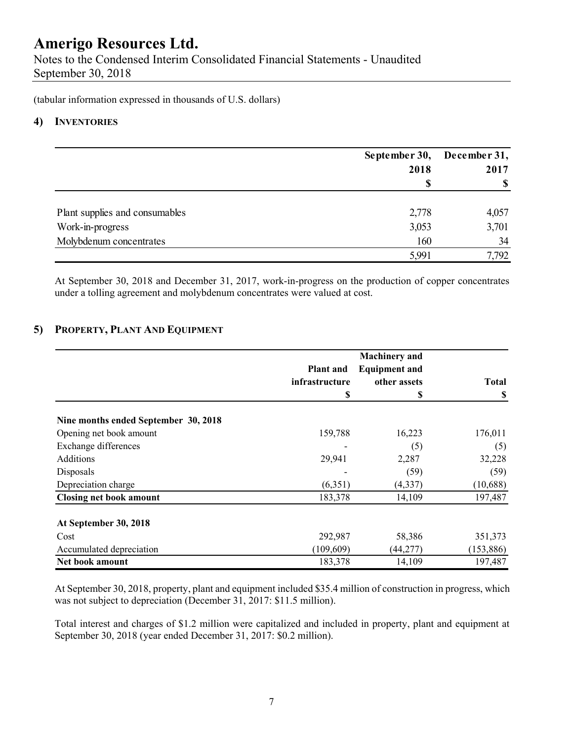(tabular information expressed in thousands of U.S. dollars)

## 4) INVENTORIES

| | September 30, 2018 | December 31, 2017 |
|---|---|---|
| | $ | $ |
| Plant supplies and consumables | 2,778 | 4,057 |
| Work-in-progress | 3,053 | 3,701 |
| Molybdenum concentrates | 160 | 34 |
| | 5,991 | 7,792 |

At September 30, 2018 and December 31, 2017, work-in-progress on the production of copper concentrates under a tolling agreement and molybdenum concentrates were valued at cost.

## 5) PROPERTY, PLANT AND EQUIPMENT

| | Plant and infrastructure | Machinery and Equipment and other assets | Total |
|---|---|---|---|
| | $ | $ | $ |
| **Nine months ended September 30, 2018** | | | |
| Opening net book amount | 159,788 | 16,223 | 176,011 |
| Exchange differences | - | (5) | (5) |
| Additions | 29,941 | 2,287 | 32,228 |
| Disposals | - | (59) | (59) |
| Depreciation charge | (6,351) | (4,337) | (10,688) |
| **Closing net book amount** | 183,378 | 14,109 | 197,487 |
| **At September 30, 2018** | | | |
| Cost | 292,987 | 58,386 | 351,373 |
| Accumulated depreciation | (109,609) | (44,277) | (153,886) |
| **Net book amount** | 183,378 | 14,109 | 197,487 |

At September 30, 2018, property, plant and equipment included $35.4 million of construction in progress, which was not subject to depreciation (December 31, 2017: $11.5 million).

Total interest and charges of $1.2 million were capitalized and included in property, plant and equipment at September 30, 2018 (year ended December 31, 2017: $0.2 million).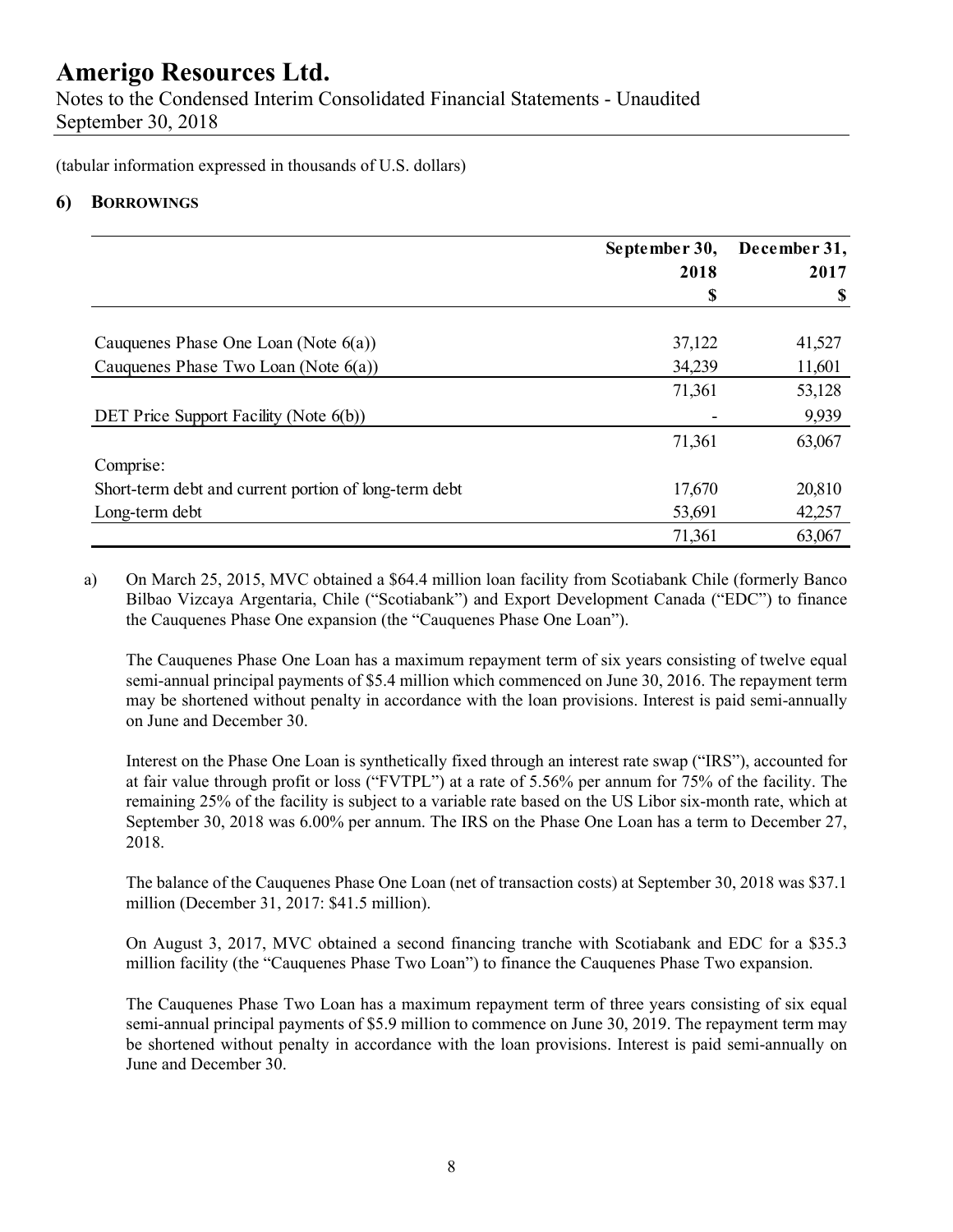(tabular information expressed in thousands of U.S. dollars)

## 6) BORROWINGS

| | September 30, 2018 $ | December 31, 2017 $ |
|---|---|---|
| Cauquenes Phase One Loan (Note 6(a)) | 37,122 | 41,527 |
| Cauquenes Phase Two Loan (Note 6(a)) | 34,239 | 11,601 |
| | 71,361 | 53,128 |
| DET Price Support Facility (Note 6(b)) | - | 9,939 |
| | 71,361 | 63,067 |
| Comprise: | | |
| Short-term debt and current portion of long-term debt | 17,670 | 20,810 |
| Long-term debt | 53,691 | 42,257 |
| | 71,361 | 63,067 |

a) On March 25, 2015, MVC obtained a $64.4 million loan facility from Scotiabank Chile (formerly Banco Bilbao Vizcaya Argentaria, Chile ("Scotiabank") and Export Development Canada ("EDC") to finance the Cauquenes Phase One expansion (the "Cauquenes Phase One Loan").

The Cauquenes Phase One Loan has a maximum repayment term of six years consisting of twelve equal semi-annual principal payments of $5.4 million which commenced on June 30, 2016. The repayment term may be shortened without penalty in accordance with the loan provisions. Interest is paid semi-annually on June and December 30.

Interest on the Phase One Loan is synthetically fixed through an interest rate swap ("IRS"), accounted for at fair value through profit or loss ("FVTPL") at a rate of 5.56% per annum for 75% of the facility. The remaining 25% of the facility is subject to a variable rate based on the US Libor six-month rate, which at September 30, 2018 was 6.00% per annum. The IRS on the Phase One Loan has a term to December 27, 2018.

The balance of the Cauquenes Phase One Loan (net of transaction costs) at September 30, 2018 was $37.1 million (December 31, 2017: $41.5 million).

On August 3, 2017, MVC obtained a second financing tranche with Scotiabank and EDC for a $35.3 million facility (the "Cauquenes Phase Two Loan") to finance the Cauquenes Phase Two expansion.

The Cauquenes Phase Two Loan has a maximum repayment term of three years consisting of six equal semi-annual principal payments of $5.9 million to commence on June 30, 2019. The repayment term may be shortened without penalty in accordance with the loan provisions. Interest is paid semi-annually on June and December 30.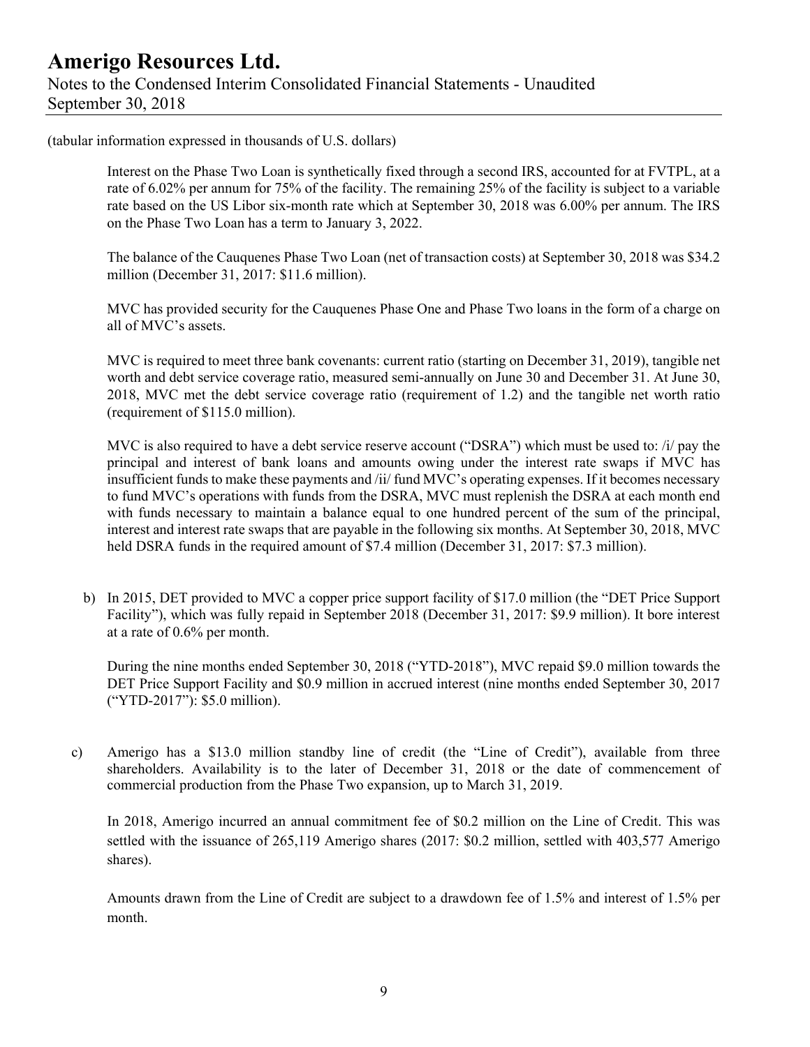(tabular information expressed in thousands of U.S. dollars)

Interest on the Phase Two Loan is synthetically fixed through a second IRS, accounted for at FVTPL, at a rate of 6.02% per annum for 75% of the facility. The remaining 25% of the facility is subject to a variable rate based on the US Libor six-month rate which at September 30, 2018 was 6.00% per annum. The IRS on the Phase Two Loan has a term to January 3, 2022.

The balance of the Cauquenes Phase Two Loan (net of transaction costs) at September 30, 2018 was $34.2 million (December 31, 2017: $11.6 million).

MVC has provided security for the Cauquenes Phase One and Phase Two loans in the form of a charge on all of MVC's assets.

MVC is required to meet three bank covenants: current ratio (starting on December 31, 2019), tangible net worth and debt service coverage ratio, measured semi-annually on June 30 and December 31. At June 30, 2018, MVC met the debt service coverage ratio (requirement of 1.2) and the tangible net worth ratio (requirement of $115.0 million).

MVC is also required to have a debt service reserve account ("DSRA") which must be used to: /i/ pay the principal and interest of bank loans and amounts owing under the interest rate swaps if MVC has insufficient funds to make these payments and /ii/ fund MVC's operating expenses. If it becomes necessary to fund MVC's operations with funds from the DSRA, MVC must replenish the DSRA at each month end with funds necessary to maintain a balance equal to one hundred percent of the sum of the principal, interest and interest rate swaps that are payable in the following six months. At September 30, 2018, MVC held DSRA funds in the required amount of $7.4 million (December 31, 2017: $7.3 million).

b) In 2015, DET provided to MVC a copper price support facility of $17.0 million (the "DET Price Support Facility"), which was fully repaid in September 2018 (December 31, 2017: $9.9 million). It bore interest at a rate of 0.6% per month.

   During the nine months ended September 30, 2018 ("YTD-2018"), MVC repaid $9.0 million towards the DET Price Support Facility and $0.9 million in accrued interest (nine months ended September 30, 2017 ("YTD-2017"): $5.0 million).

c) Amerigo has a $13.0 million standby line of credit (the "Line of Credit"), available from three shareholders. Availability is to the later of December 31, 2018 or the date of commencement of commercial production from the Phase Two expansion, up to March 31, 2019.

   In 2018, Amerigo incurred an annual commitment fee of $0.2 million on the Line of Credit. This was settled with the issuance of 265,119 Amerigo shares (2017: $0.2 million, settled with 403,577 Amerigo shares).

   Amounts drawn from the Line of Credit are subject to a drawdown fee of 1.5% and interest of 1.5% per month.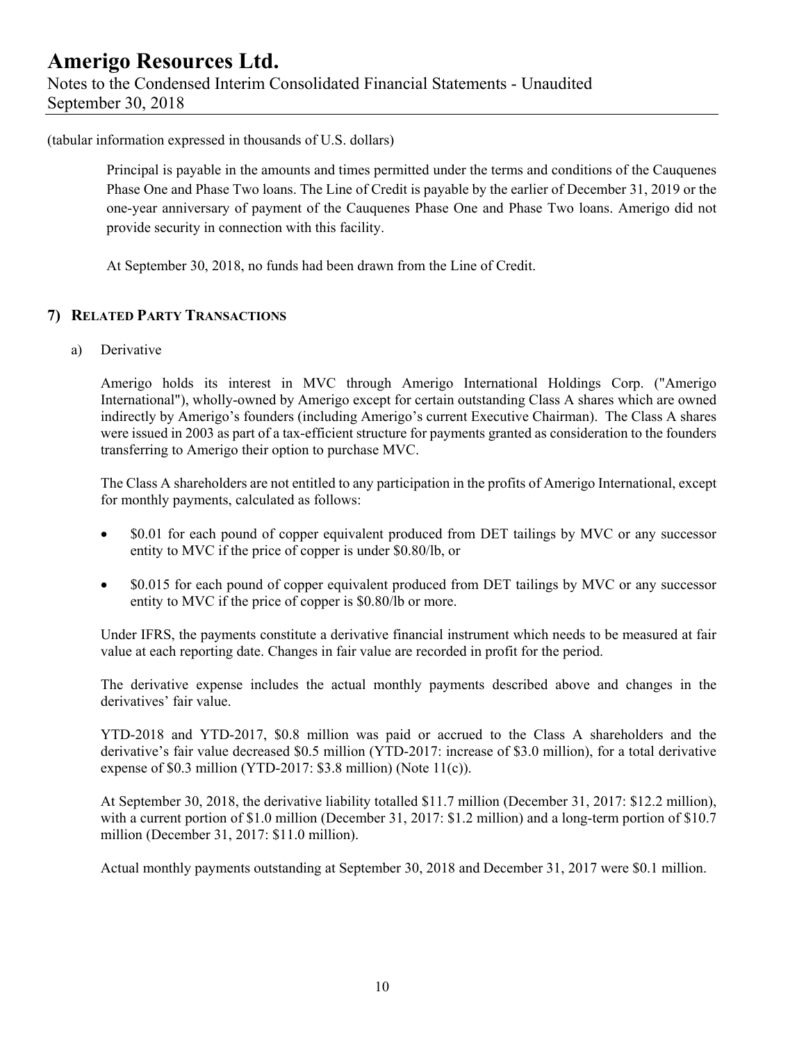(tabular information expressed in thousands of U.S. dollars)

Principal is payable in the amounts and times permitted under the terms and conditions of the Cauquenes Phase One and Phase Two loans. The Line of Credit is payable by the earlier of December 31, 2019 or the one-year anniversary of payment of the Cauquenes Phase One and Phase Two loans. Amerigo did not provide security in connection with this facility.

At September 30, 2018, no funds had been drawn from the Line of Credit.

## 7) RELATED PARTY TRANSACTIONS

a) Derivative

Amerigo holds its interest in MVC through Amerigo International Holdings Corp. ("Amerigo International"), wholly-owned by Amerigo except for certain outstanding Class A shares which are owned indirectly by Amerigo's founders (including Amerigo's current Executive Chairman). The Class A shares were issued in 2003 as part of a tax-efficient structure for payments granted as consideration to the founders transferring to Amerigo their option to purchase MVC.

The Class A shareholders are not entitled to any participation in the profits of Amerigo International, except for monthly payments, calculated as follows:

- $0.01 for each pound of copper equivalent produced from DET tailings by MVC or any successor entity to MVC if the price of copper is under $0.80/lb, or
- $0.015 for each pound of copper equivalent produced from DET tailings by MVC or any successor entity to MVC if the price of copper is $0.80/lb or more.

Under IFRS, the payments constitute a derivative financial instrument which needs to be measured at fair value at each reporting date. Changes in fair value are recorded in profit for the period.

The derivative expense includes the actual monthly payments described above and changes in the derivatives' fair value.

YTD-2018 and YTD-2017, $0.8 million was paid or accrued to the Class A shareholders and the derivative's fair value decreased $0.5 million (YTD-2017: increase of $3.0 million), for a total derivative expense of $0.3 million (YTD-2017: $3.8 million) (Note 11(c)).

At September 30, 2018, the derivative liability totalled $11.7 million (December 31, 2017: $12.2 million), with a current portion of $1.0 million (December 31, 2017: $1.2 million) and a long-term portion of $10.7 million (December 31, 2017: $11.0 million).

Actual monthly payments outstanding at September 30, 2018 and December 31, 2017 were $0.1 million.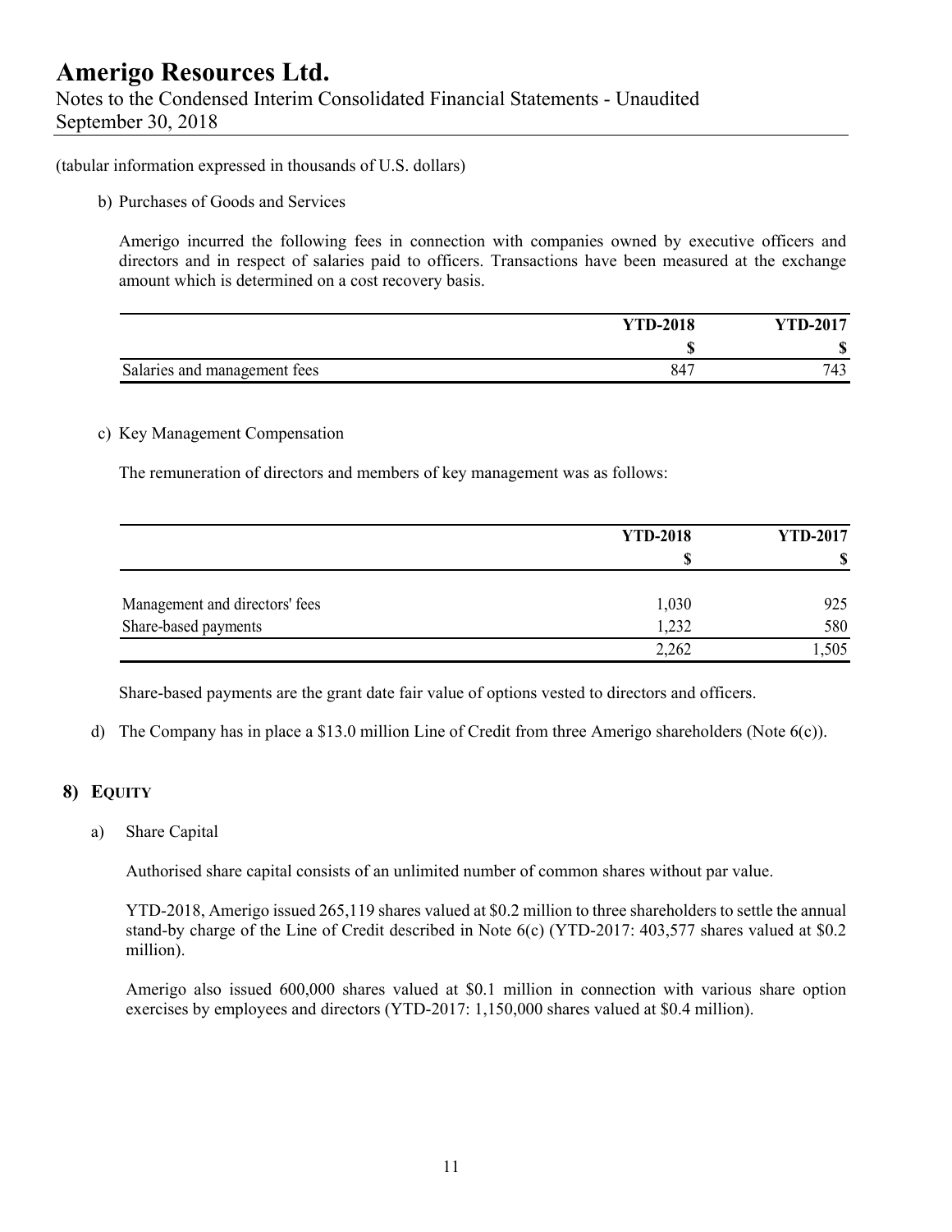(tabular information expressed in thousands of U.S. dollars)

b) Purchases of Goods and Services

Amerigo incurred the following fees in connection with companies owned by executive officers and directors and in respect of salaries paid to officers. Transactions have been measured at the exchange amount which is determined on a cost recovery basis.

| | YTD-2018 | YTD-2017 |
|---|---|---|
| | $ | $ |
| Salaries and management fees | 847 | 743 |

c) Key Management Compensation

The remuneration of directors and members of key management was as follows:

| | YTD-2018 | YTD-2017 |
|---|---|---|
| | $ | $ |
| Management and directors' fees | 1,030 | 925 |
| Share-based payments | 1,232 | 580 |
| | 2,262 | 1,505 |

Share-based payments are the grant date fair value of options vested to directors and officers.

d) The Company has in place a $13.0 million Line of Credit from three Amerigo shareholders (Note 6(c)).

## 8) EQUITY

a) Share Capital

Authorised share capital consists of an unlimited number of common shares without par value.

YTD-2018, Amerigo issued 265,119 shares valued at $0.2 million to three shareholders to settle the annual stand-by charge of the Line of Credit described in Note 6(c) (YTD-2017: 403,577 shares valued at $0.2 million).

Amerigo also issued 600,000 shares valued at $0.1 million in connection with various share option exercises by employees and directors (YTD-2017: 1,150,000 shares valued at $0.4 million).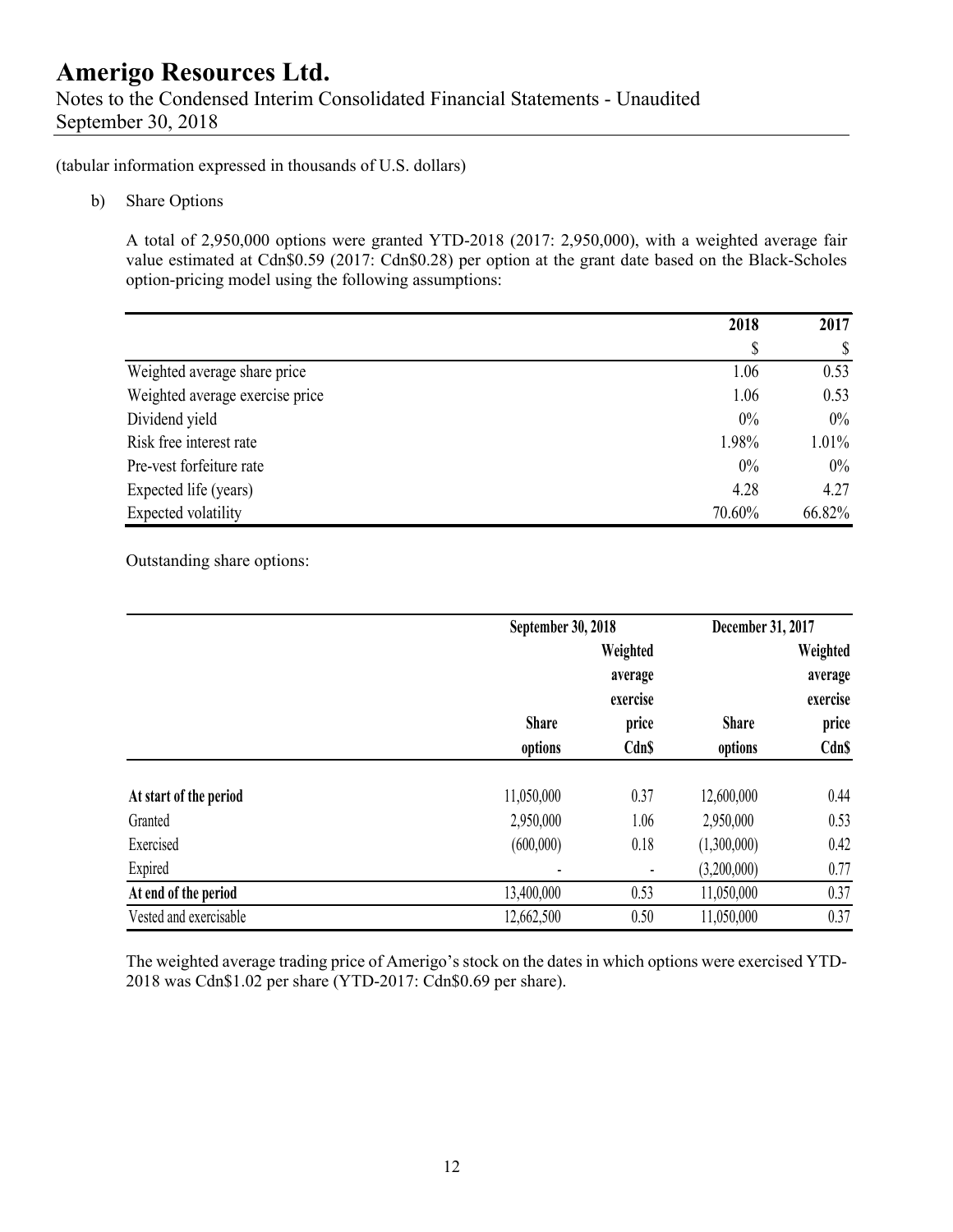(tabular information expressed in thousands of U.S. dollars)

b) Share Options

A total of 2,950,000 options were granted YTD-2018 (2017: 2,950,000), with a weighted average fair value estimated at Cdn$0.59 (2017: Cdn$0.28) per option at the grant date based on the Black-Scholes option-pricing model using the following assumptions:

| | 2018 | 2017 |
|---|---|---|
| | $ | $ |
| Weighted average share price | 1.06 | 0.53 |
| Weighted average exercise price | 1.06 | 0.53 |
| Dividend yield | 0% | 0% |
| Risk free interest rate | 1.98% | 1.01% |
| Pre-vest forfeiture rate | 0% | 0% |
| Expected life (years) | 4.28 | 4.27 |
| Expected volatility | 70.60% | 66.82% |

Outstanding share options:

| | September 30, 2018 | | December 31, 2017 | |
|---|---|---|---|---|
| | Share options | Weighted average exercise price Cdn$ | Share options | Weighted average exercise price Cdn$ |
| **At start of the period** | 11,050,000 | 0.37 | 12,600,000 | 0.44 |
| Granted | 2,950,000 | 1.06 | 2,950,000 | 0.53 |
| Exercised | (600,000) | 0.18 | (1,300,000) | 0.42 |
| Expired | - | - | (3,200,000) | 0.77 |
| **At end of the period** | 13,400,000 | 0.53 | 11,050,000 | 0.37 |
| Vested and exercisable | 12,662,500 | 0.50 | 11,050,000 | 0.37 |

The weighted average trading price of Amerigo's stock on the dates in which options were exercised YTD-2018 was Cdn$1.02 per share (YTD-2017: Cdn$0.69 per share).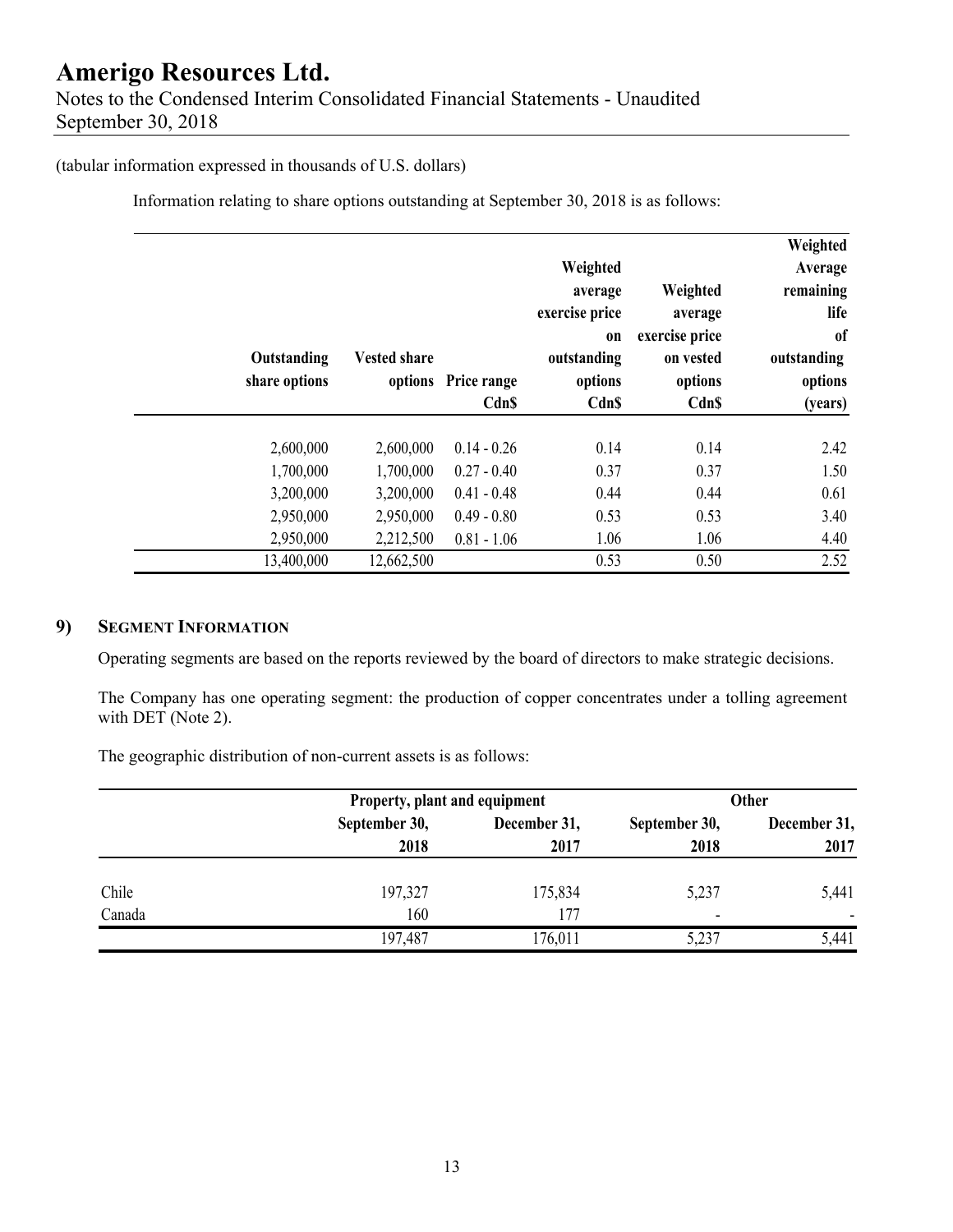(tabular information expressed in thousands of U.S. dollars)

Information relating to share options outstanding at September 30, 2018 is as follows:

| Outstanding share options | Vested share options | Price range Cdn$ | Weighted average exercise price on outstanding options Cdn$ | Weighted average exercise price on vested options Cdn$ | Weighted Average remaining life of outstanding options (years) |
|---|---|---|---|---|---|
| 2,600,000 | 2,600,000 | 0.14 - 0.26 | 0.14 | 0.14 | 2.42 |
| 1,700,000 | 1,700,000 | 0.27 - 0.40 | 0.37 | 0.37 | 1.50 |
| 3,200,000 | 3,200,000 | 0.41 - 0.48 | 0.44 | 0.44 | 0.61 |
| 2,950,000 | 2,950,000 | 0.49 - 0.80 | 0.53 | 0.53 | 3.40 |
| 2,950,000 | 2,212,500 | 0.81 - 1.06 | 1.06 | 1.06 | 4.40 |
| 13,400,000 | 12,662,500 | | 0.53 | 0.50 | 2.52 |

## 9) SEGMENT INFORMATION

Operating segments are based on the reports reviewed by the board of directors to make strategic decisions.

The Company has one operating segment: the production of copper concentrates under a tolling agreement with DET (Note 2).

The geographic distribution of non-current assets is as follows:

| | Property, plant and equipment | | Other | |
|---|---|---|---|---|
| | September 30, 2018 | December 31, 2017 | September 30, 2018 | December 31, 2017 |
| Chile | 197,327 | 175,834 | 5,237 | 5,441 |
| Canada | 160 | 177 | - | - |
| | 197,487 | 176,011 | 5,237 | 5,441 |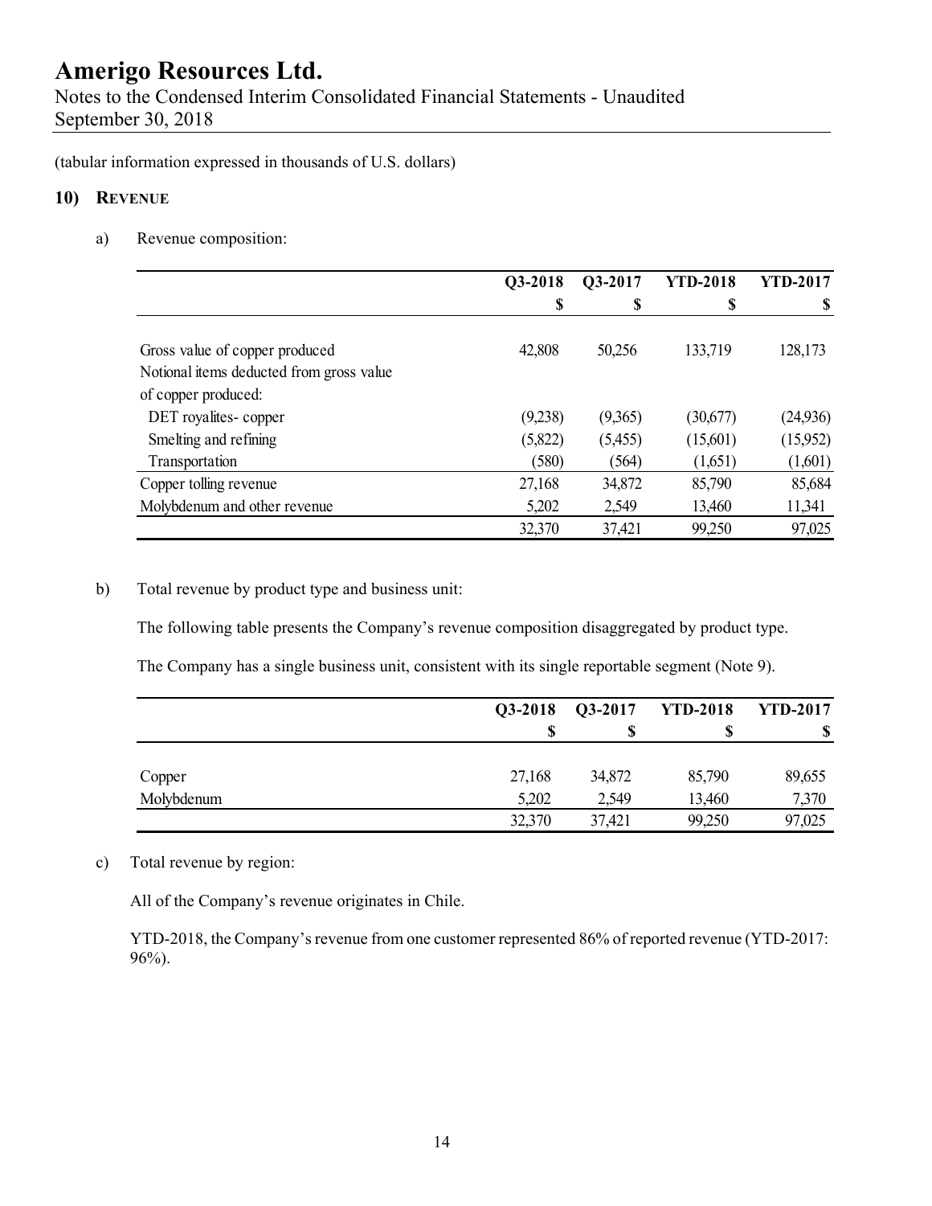(tabular information expressed in thousands of U.S. dollars)

## 10) REVENUE

a) Revenue composition:

| | Q3-2018 | Q3-2017 | YTD-2018 | YTD-2017 |
|---|---|---|---|---|
| | $ | $ | $ | $ |
| Gross value of copper produced | 42,808 | 50,256 | 133,719 | 128,173 |
| Notional items deducted from gross value of copper produced: | | | | |
| DET royalites- copper | (9,238) | (9,365) | (30,677) | (24,936) |
| Smelting and refining | (5,822) | (5,455) | (15,601) | (15,952) |
| Transportation | (580) | (564) | (1,651) | (1,601) |
| Copper tolling revenue | 27,168 | 34,872 | 85,790 | 85,684 |
| Molybdenum and other revenue | 5,202 | 2,549 | 13,460 | 11,341 |
| | 32,370 | 37,421 | 99,250 | 97,025 |

b) Total revenue by product type and business unit:

The following table presents the Company's revenue composition disaggregated by product type.

The Company has a single business unit, consistent with its single reportable segment (Note 9).

| | Q3-2018 | Q3-2017 | YTD-2018 | YTD-2017 |
|---|---|---|---|---|
| | $ | $ | $ | $ |
| Copper | 27,168 | 34,872 | 85,790 | 89,655 |
| Molybdenum | 5,202 | 2,549 | 13,460 | 7,370 |
| | 32,370 | 37,421 | 99,250 | 97,025 |

c) Total revenue by region:

All of the Company's revenue originates in Chile.

YTD-2018, the Company's revenue from one customer represented 86% of reported revenue (YTD-2017: 96%).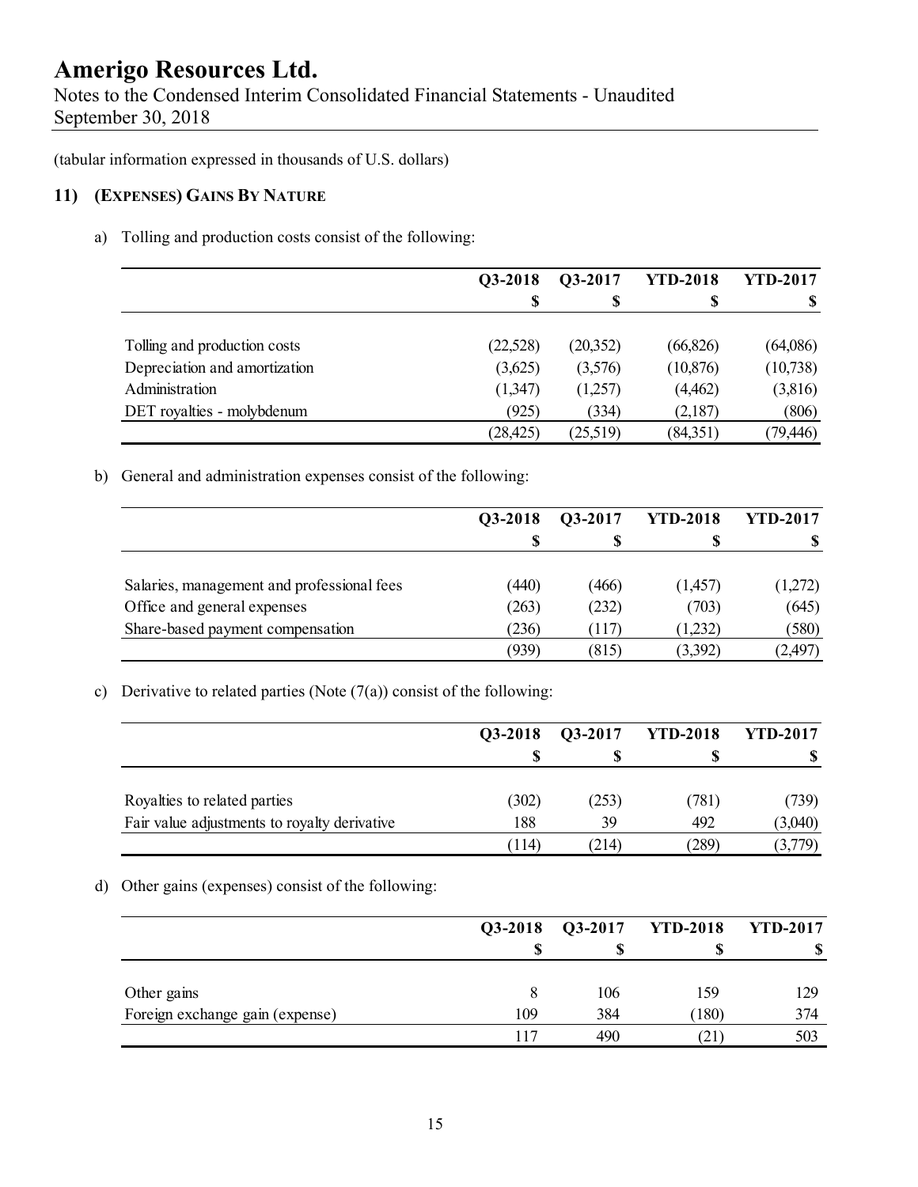(tabular information expressed in thousands of U.S. dollars)

## 11) (EXPENSES) GAINS BY NATURE

a) Tolling and production costs consist of the following:

| | Q3-2018 | Q3-2017 | YTD-2018 | YTD-2017 |
|---|---|---|---|---|
| | $ | $ | $ | $ |
| Tolling and production costs | (22,528) | (20,352) | (66,826) | (64,086) |
| Depreciation and amortization | (3,625) | (3,576) | (10,876) | (10,738) |
| Administration | (1,347) | (1,257) | (4,462) | (3,816) |
| DET royalties - molybdenum | (925) | (334) | (2,187) | (806) |
| | (28,425) | (25,519) | (84,351) | (79,446) |

b) General and administration expenses consist of the following:

| | Q3-2018 | Q3-2017 | YTD-2018 | YTD-2017 |
|---|---|---|---|---|
| | $ | $ | $ | $ |
| Salaries, management and professional fees | (440) | (466) | (1,457) | (1,272) |
| Office and general expenses | (263) | (232) | (703) | (645) |
| Share-based payment compensation | (236) | (117) | (1,232) | (580) |
| | (939) | (815) | (3,392) | (2,497) |

c) Derivative to related parties (Note (7(a)) consist of the following:

| | Q3-2018 | Q3-2017 | YTD-2018 | YTD-2017 |
|---|---|---|---|---|
| | $ | $ | $ | $ |
| Royalties to related parties | (302) | (253) | (781) | (739) |
| Fair value adjustments to royalty derivative | 188 | 39 | 492 | (3,040) |
| | (114) | (214) | (289) | (3,779) |

d) Other gains (expenses) consist of the following:

| | Q3-2018 | Q3-2017 | YTD-2018 | YTD-2017 |
|---|---|---|---|---|
| | $ | $ | $ | $ |
| Other gains | 8 | 106 | 159 | 129 |
| Foreign exchange gain (expense) | 109 | 384 | (180) | 374 |
| | 117 | 490 | (21) | 503 |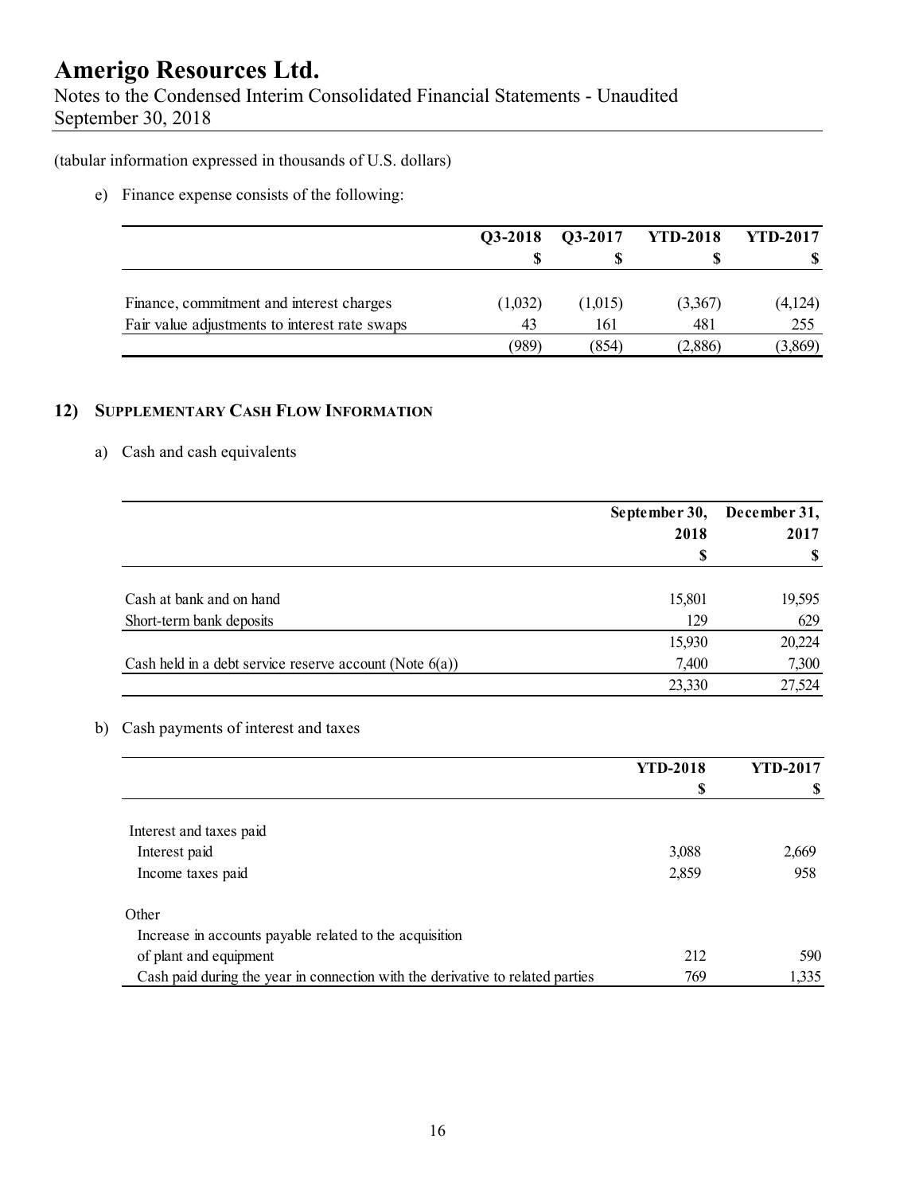(tabular information expressed in thousands of U.S. dollars)

e) Finance expense consists of the following:

| | Q3-2018 | Q3-2017 | YTD-2018 | YTD-2017 |
|---|---|---|---|---|
| | $ | $ | $ | $ |
| Finance, commitment and interest charges | (1,032) | (1,015) | (3,367) | (4,124) |
| Fair value adjustments to interest rate swaps | 43 | 161 | 481 | 255 |
| | (989) | (854) | (2,886) | (3,869) |

## 12) SUPPLEMENTARY CASH FLOW INFORMATION

a) Cash and cash equivalents

| | September 30, 2018 | December 31, 2017 |
|---|---|---|
| | $ | $ |
| Cash at bank and on hand | 15,801 | 19,595 |
| Short-term bank deposits | 129 | 629 |
| | 15,930 | 20,224 |
| Cash held in a debt service reserve account (Note 6(a)) | 7,400 | 7,300 |
| | 23,330 | 27,524 |

b) Cash payments of interest and taxes

| | YTD-2018 | YTD-2017 |
|---|---|---|
| | $ | $ |
| Interest and taxes paid | | |
| Interest paid | 3,088 | 2,669 |
| Income taxes paid | 2,859 | 958 |
| Other | | |
| Increase in accounts payable related to the acquisition of plant and equipment | 212 | 590 |
| Cash paid during the year in connection with the derivative to related parties | 769 | 1,335 |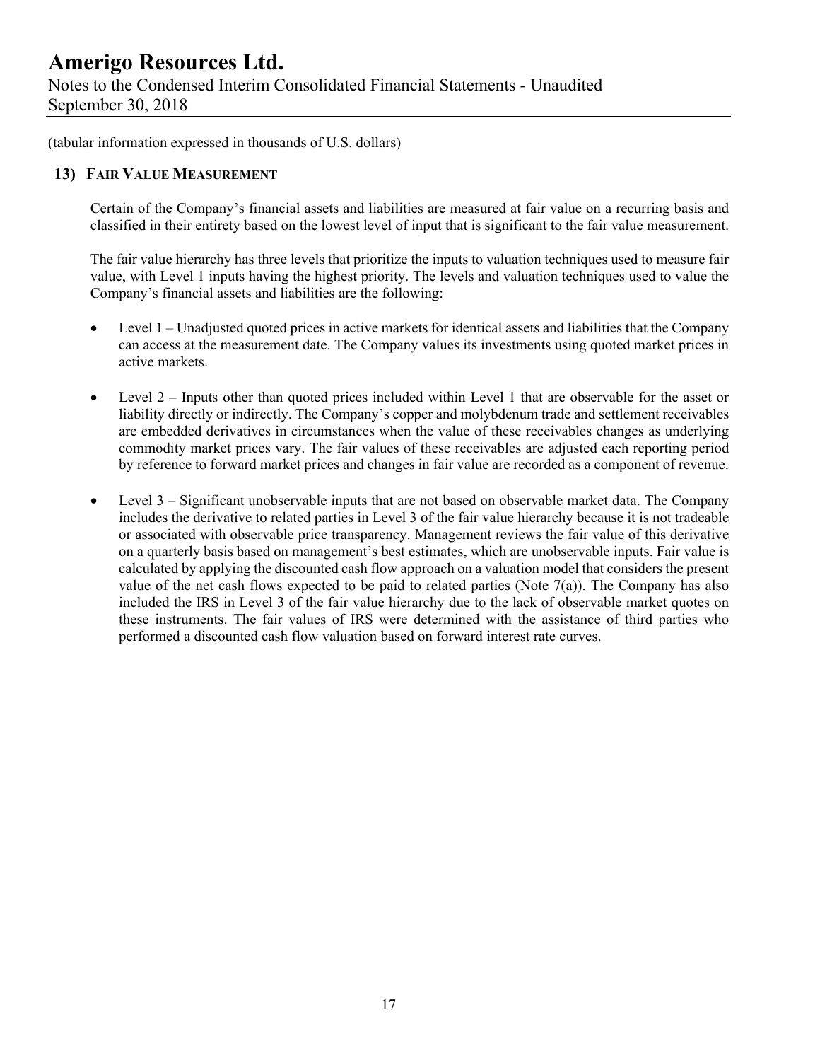(tabular information expressed in thousands of U.S. dollars)

## 13) Fair Value Measurement

Certain of the Company's financial assets and liabilities are measured at fair value on a recurring basis and classified in their entirety based on the lowest level of input that is significant to the fair value measurement.

The fair value hierarchy has three levels that prioritize the inputs to valuation techniques used to measure fair value, with Level 1 inputs having the highest priority. The levels and valuation techniques used to value the Company's financial assets and liabilities are the following:

- Level 1 – Unadjusted quoted prices in active markets for identical assets and liabilities that the Company can access at the measurement date. The Company values its investments using quoted market prices in active markets.

- Level 2 – Inputs other than quoted prices included within Level 1 that are observable for the asset or liability directly or indirectly. The Company's copper and molybdenum trade and settlement receivables are embedded derivatives in circumstances when the value of these receivables changes as underlying commodity market prices vary. The fair values of these receivables are adjusted each reporting period by reference to forward market prices and changes in fair value are recorded as a component of revenue.

- Level 3 – Significant unobservable inputs that are not based on observable market data. The Company includes the derivative to related parties in Level 3 of the fair value hierarchy because it is not tradeable or associated with observable price transparency. Management reviews the fair value of this derivative on a quarterly basis based on management's best estimates, which are unobservable inputs. Fair value is calculated by applying the discounted cash flow approach on a valuation model that considers the present value of the net cash flows expected to be paid to related parties (Note 7(a)). The Company has also included the IRS in Level 3 of the fair value hierarchy due to the lack of observable market quotes on these instruments. The fair values of IRS were determined with the assistance of third parties who performed a discounted cash flow valuation based on forward interest rate curves.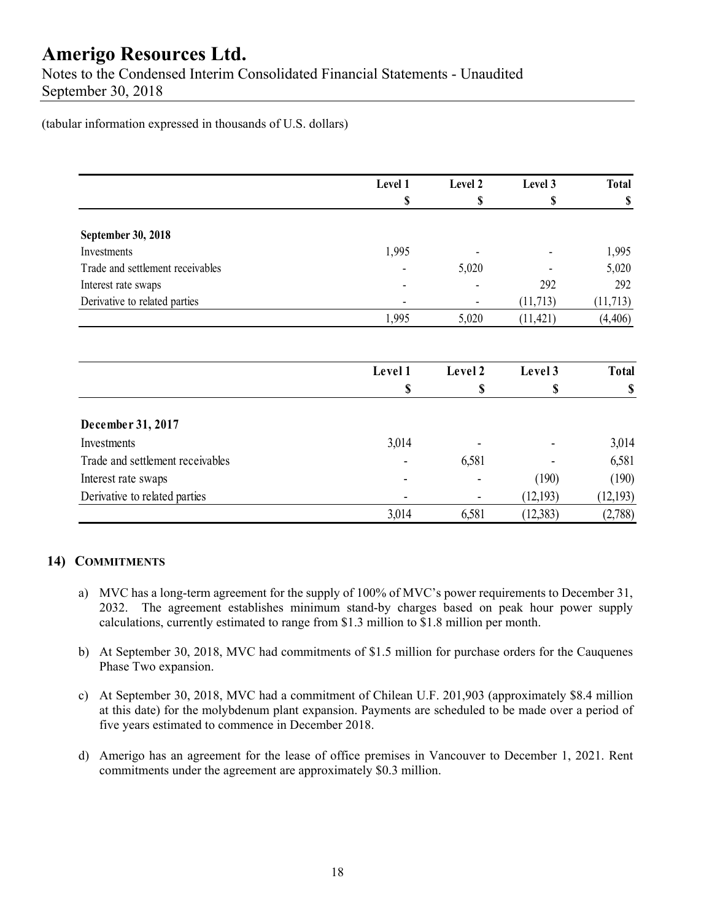(tabular information expressed in thousands of U.S. dollars)

| | Level 1 | Level 2 | Level 3 | Total |
|---|---|---|---|---|
| | $ | $ | $ | $ |
| **September 30, 2018** | | | | |
| Investments | 1,995 | - | - | 1,995 |
| Trade and settlement receivables | - | 5,020 | - | 5,020 |
| Interest rate swaps | - | - | 292 | 292 |
| Derivative to related parties | - | - | (11,713) | (11,713) |
| | 1,995 | 5,020 | (11,421) | (4,406) |

| | Level 1 | Level 2 | Level 3 | Total |
|---|---|---|---|---|
| | $ | $ | $ | $ |
| **December 31, 2017** | | | | |
| Investments | 3,014 | - | - | 3,014 |
| Trade and settlement receivables | - | 6,581 | - | 6,581 |
| Interest rate swaps | - | - | (190) | (190) |
| Derivative to related parties | - | - | (12,193) | (12,193) |
| | 3,014 | 6,581 | (12,383) | (2,788) |

## 14) COMMITMENTS

a) MVC has a long-term agreement for the supply of 100% of MVC's power requirements to December 31, 2032. The agreement establishes minimum stand-by charges based on peak hour power supply calculations, currently estimated to range from $1.3 million to $1.8 million per month.

b) At September 30, 2018, MVC had commitments of $1.5 million for purchase orders for the Cauquenes Phase Two expansion.

c) At September 30, 2018, MVC had a commitment of Chilean U.F. 201,903 (approximately $8.4 million at this date) for the molybdenum plant expansion. Payments are scheduled to be made over a period of five years estimated to commence in December 2018.

d) Amerigo has an agreement for the lease of office premises in Vancouver to December 1, 2021. Rent commitments under the agreement are approximately $0.3 million.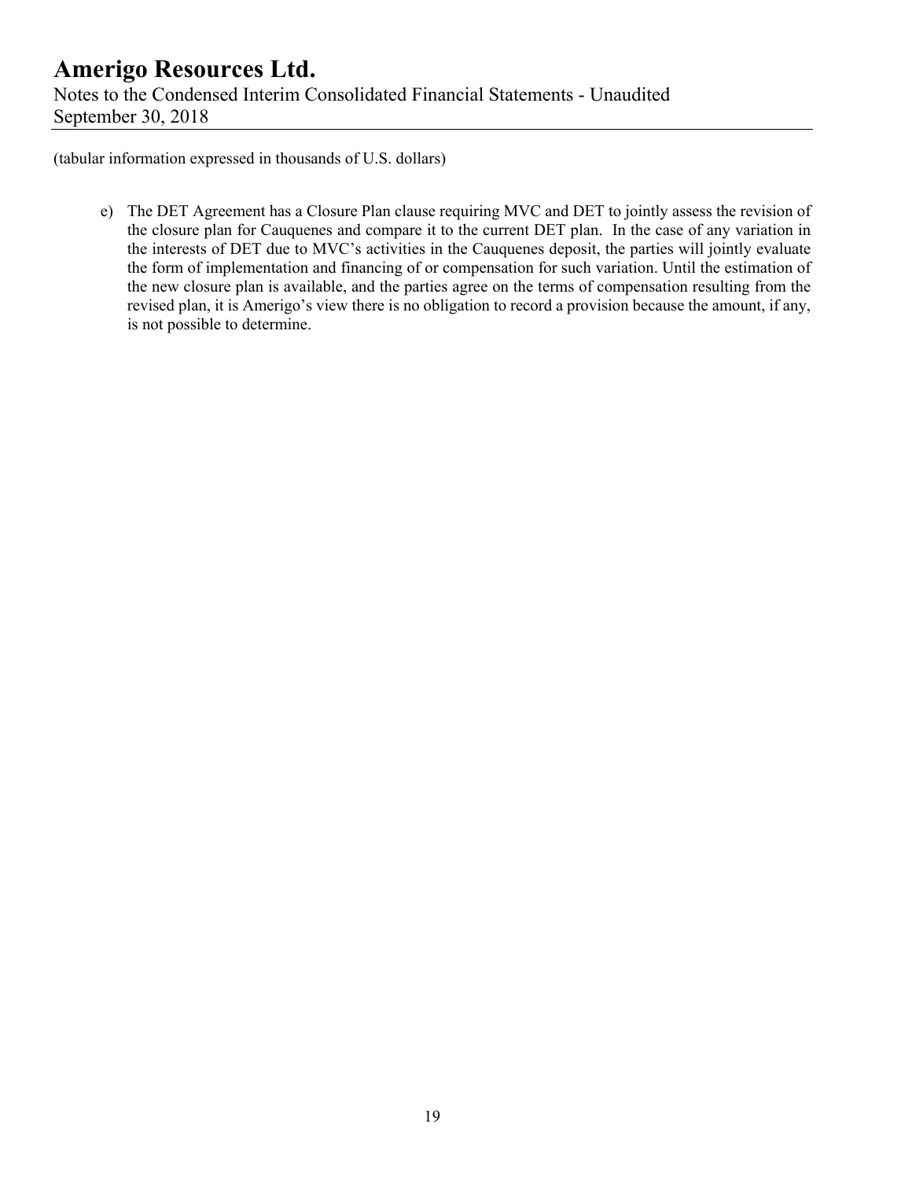(tabular information expressed in thousands of U.S. dollars)

e) The DET Agreement has a Closure Plan clause requiring MVC and DET to jointly assess the revision of the closure plan for Cauquenes and compare it to the current DET plan. In the case of any variation in the interests of DET due to MVC's activities in the Cauquenes deposit, the parties will jointly evaluate the form of implementation and financing of or compensation for such variation. Until the estimation of the new closure plan is available, and the parties agree on the terms of compensation resulting from the revised plan, it is Amerigo's view there is no obligation to record a provision because the amount, if any, is not possible to determine.